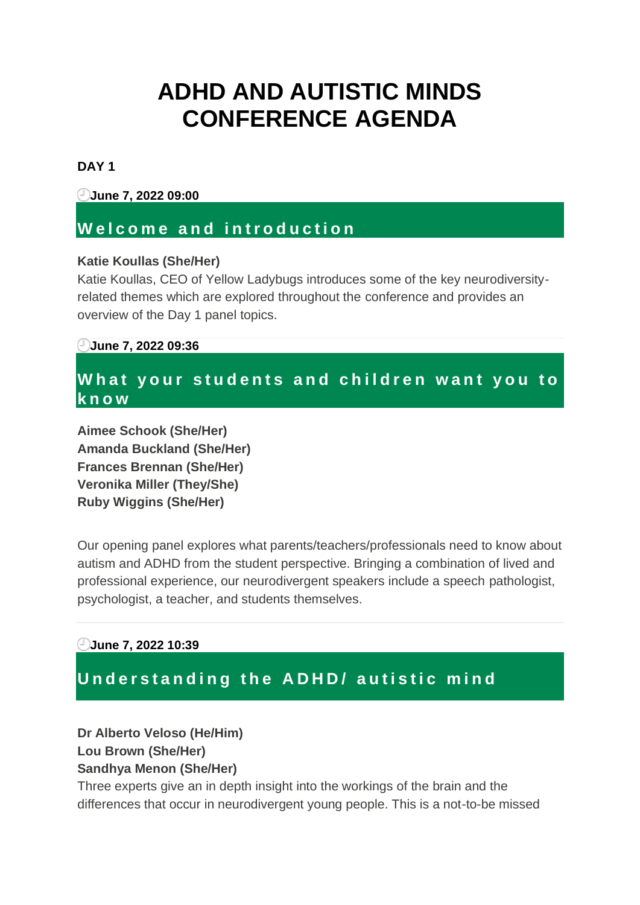# ADHD AND AUTISTIC MINDS CONFERENCE AGENDA

**DAY 1**

**June 7, 2022 09:00**

## Welcome and introduction

**Katie Koullas (She/Her)**
Katie Koullas, CEO of Yellow Ladybugs introduces some of the key neurodiversity-related themes which are explored throughout the conference and provides an overview of the Day 1 panel topics.

**June 7, 2022 09:36**

## What your students and children want you to know

**Aimee Schook (She/Her)**
**Amanda Buckland (She/Her)**
**Frances Brennan (She/Her)**
**Veronika Miller (They/She)**
**Ruby Wiggins (She/Her)**

Our opening panel explores what parents/teachers/professionals need to know about autism and ADHD from the student perspective. Bringing a combination of lived and professional experience, our neurodivergent speakers include a speech pathologist, psychologist, a teacher, and students themselves.

**June 7, 2022 10:39**

## Understanding the ADHD/ autistic mind

**Dr Alberto Veloso (He/Him)**
**Lou Brown (She/Her)**
**Sandhya Menon (She/Her)**
Three experts give an in depth insight into the workings of the brain and the differences that occur in neurodivergent young people. This is a not-to-be missed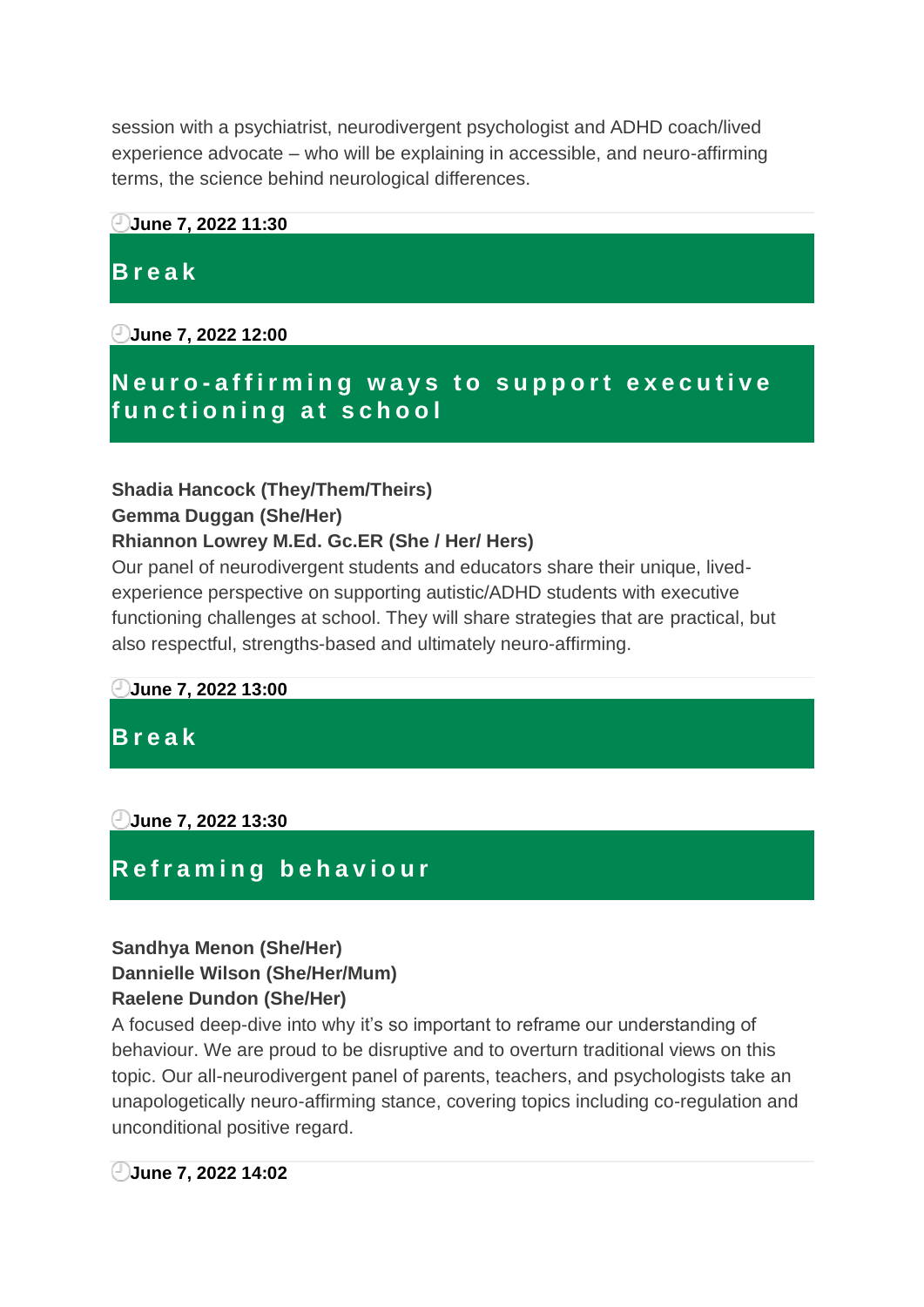session with a psychiatrist, neurodivergent psychologist and ADHD coach/lived experience advocate – who will be explaining in accessible, and neuro-affirming terms, the science behind neurological differences.

**June 7, 2022 11:30**

## Break

**June 7, 2022 12:00**

## Neuro-affirming ways to support executive functioning at school

**Shadia Hancock (They/Them/Theirs)**
**Gemma Duggan (She/Her)**
**Rhiannon Lowrey M.Ed. Gc.ER (She / Her/ Hers)**

Our panel of neurodivergent students and educators share their unique, lived-experience perspective on supporting autistic/ADHD students with executive functioning challenges at school. They will share strategies that are practical, but also respectful, strengths-based and ultimately neuro-affirming.

**June 7, 2022 13:00**

## Break

**June 7, 2022 13:30**

## Reframing behaviour

**Sandhya Menon (She/Her)**
**Dannielle Wilson (She/Her/Mum)**
**Raelene Dundon (She/Her)**

A focused deep-dive into why it's so important to reframe our understanding of behaviour. We are proud to be disruptive and to overturn traditional views on this topic. Our all-neurodivergent panel of parents, teachers, and psychologists take an unapologetically neuro-affirming stance, covering topics including co-regulation and unconditional positive regard.

**June 7, 2022 14:02**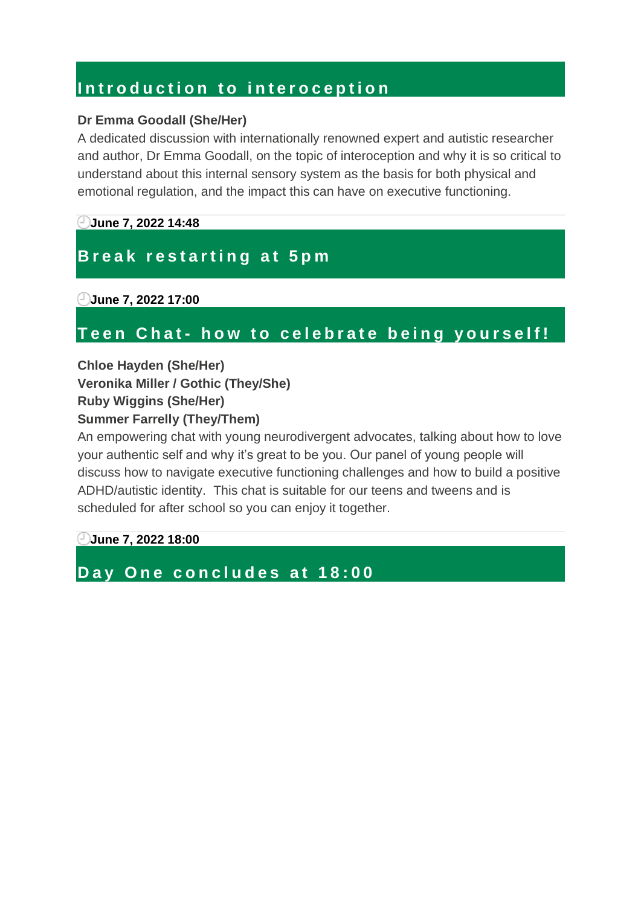## Introduction to interoception

**Dr Emma Goodall (She/Her)**

A dedicated discussion with internationally renowned expert and autistic researcher and author, Dr Emma Goodall, on the topic of interoception and why it is so critical to understand about this internal sensory system as the basis for both physical and emotional regulation, and the impact this can have on executive functioning.

**June 7, 2022 14:48**

## Break restarting at 5pm

**June 7, 2022 17:00**

## Teen Chat- how to celebrate being yourself!

**Chloe Hayden (She/Her)**
**Veronika Miller / Gothic (They/She)**
**Ruby Wiggins (She/Her)**
**Summer Farrelly (They/Them)**

An empowering chat with young neurodivergent advocates, talking about how to love your authentic self and why it's great to be you. Our panel of young people will discuss how to navigate executive functioning challenges and how to build a positive ADHD/autistic identity.  This chat is suitable for our teens and tweens and is scheduled for after school so you can enjoy it together.

**June 7, 2022 18:00**

## Day One concludes at 18:00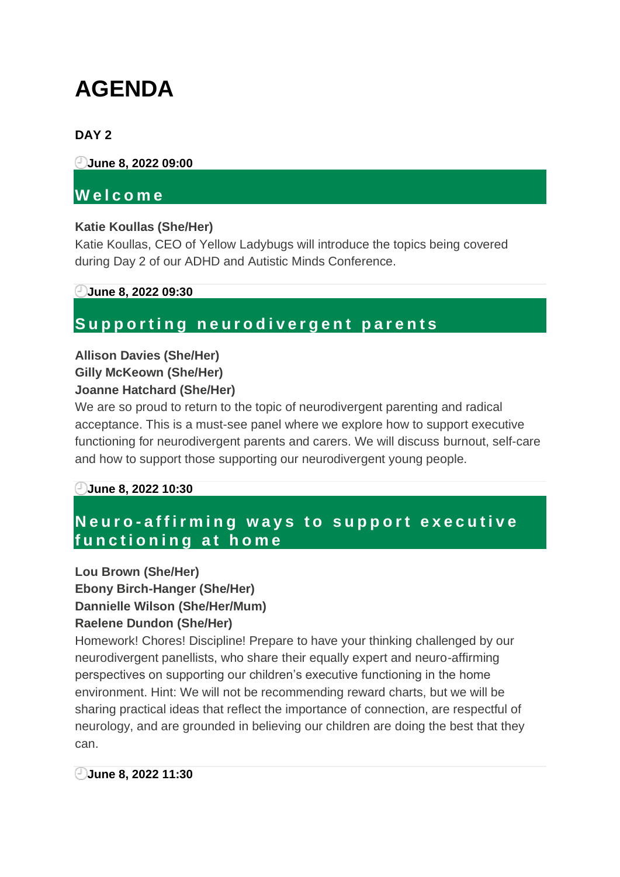# AGENDA

**DAY 2**

**June 8, 2022 09:00**

## Welcome

**Katie Koullas (She/Her)**

Katie Koullas, CEO of Yellow Ladybugs will introduce the topics being covered during Day 2 of our ADHD and Autistic Minds Conference.

**June 8, 2022 09:30**

## Supporting neurodivergent parents

**Allison Davies (She/Her)**
**Gilly McKeown (She/Her)**
**Joanne Hatchard (She/Her)**

We are so proud to return to the topic of neurodivergent parenting and radical acceptance. This is a must-see panel where we explore how to support executive functioning for neurodivergent parents and carers. We will discuss burnout, self-care and how to support those supporting our neurodivergent young people.

**June 8, 2022 10:30**

## Neuro-affirming ways to support executive functioning at home

**Lou Brown (She/Her)**
**Ebony Birch-Hanger (She/Her)**
**Dannielle Wilson (She/Her/Mum)**
**Raelene Dundon (She/Her)**

Homework! Chores! Discipline! Prepare to have your thinking challenged by our neurodivergent panellists, who share their equally expert and neuro-affirming perspectives on supporting our children's executive functioning in the home environment. Hint: We will not be recommending reward charts, but we will be sharing practical ideas that reflect the importance of connection, are respectful of neurology, and are grounded in believing our children are doing the best that they can.

**June 8, 2022 11:30**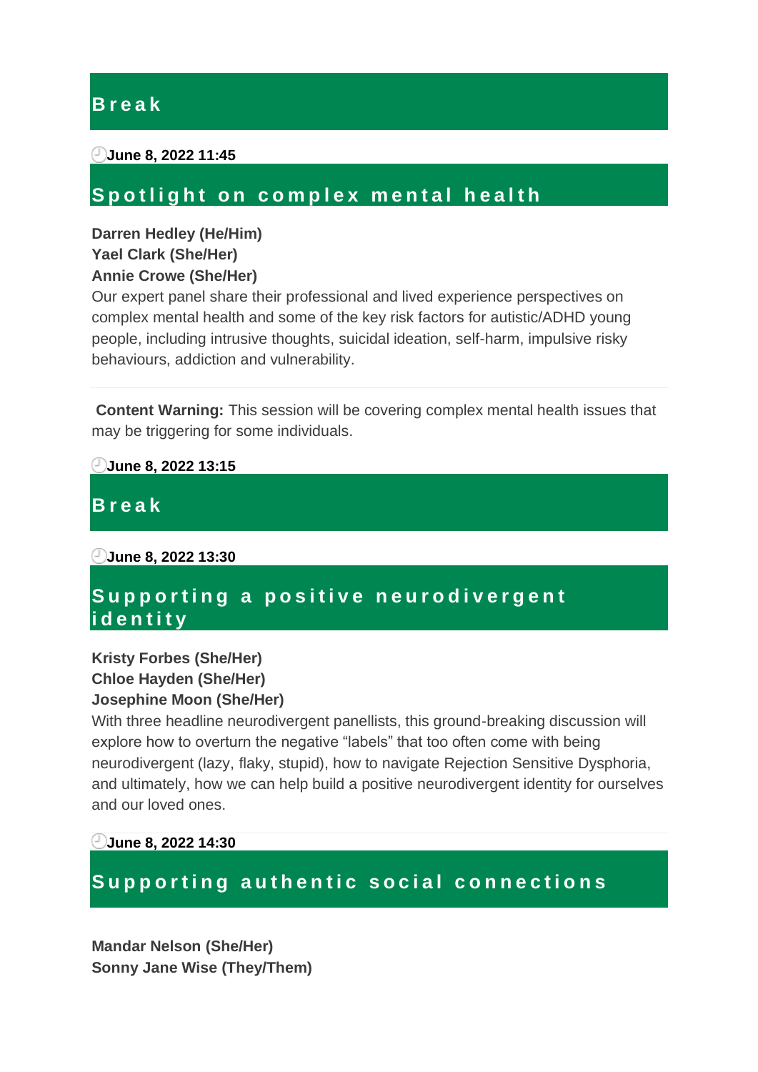## Break

**June 8, 2022 11:45**

## Spotlight on complex mental health

**Darren Hedley (He/Him)**
**Yael Clark (She/Her)**
**Annie Crowe (She/Her)**

Our expert panel share their professional and lived experience perspectives on complex mental health and some of the key risk factors for autistic/ADHD young people, including intrusive thoughts, suicidal ideation, self-harm, impulsive risky behaviours, addiction and vulnerability.

**Content Warning:** This session will be covering complex mental health issues that may be triggering for some individuals.

**June 8, 2022 13:15**

## Break

**June 8, 2022 13:30**

## Supporting a positive neurodivergent identity

**Kristy Forbes (She/Her)**
**Chloe Hayden (She/Her)**
**Josephine Moon (She/Her)**

With three headline neurodivergent panellists, this ground-breaking discussion will explore how to overturn the negative "labels" that too often come with being neurodivergent (lazy, flaky, stupid), how to navigate Rejection Sensitive Dysphoria, and ultimately, how we can help build a positive neurodivergent identity for ourselves and our loved ones.

**June 8, 2022 14:30**

## Supporting authentic social connections

**Mandar Nelson (She/Her)**
**Sonny Jane Wise (They/Them)**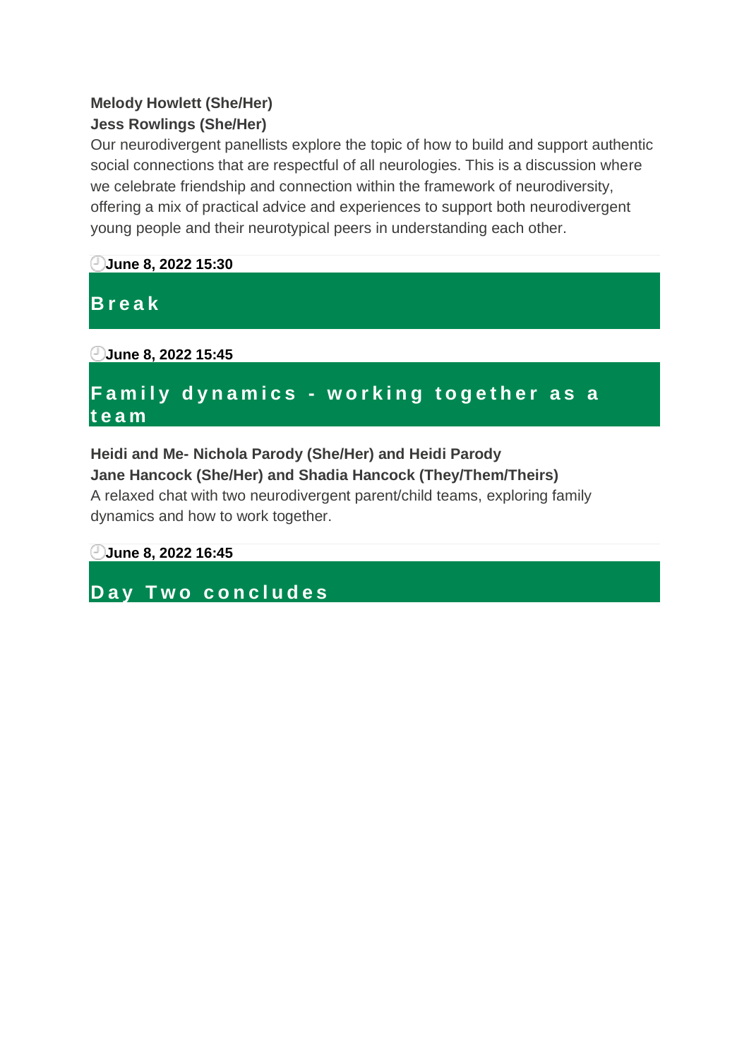**Melody Howlett (She/Her)**
**Jess Rowlings (She/Her)**
Our neurodivergent panellists explore the topic of how to build and support authentic social connections that are respectful of all neurologies. This is a discussion where we celebrate friendship and connection within the framework of neurodiversity, offering a mix of practical advice and experiences to support both neurodivergent young people and their neurotypical peers in understanding each other.

**June 8, 2022 15:30**

## Break

**June 8, 2022 15:45**

## Family dynamics - working together as a team

**Heidi and Me- Nichola Parody (She/Her) and Heidi Parody**
**Jane Hancock (She/Her) and Shadia Hancock (They/Them/Theirs)**
A relaxed chat with two neurodivergent parent/child teams, exploring family dynamics and how to work together.

**June 8, 2022 16:45**

## Day Two concludes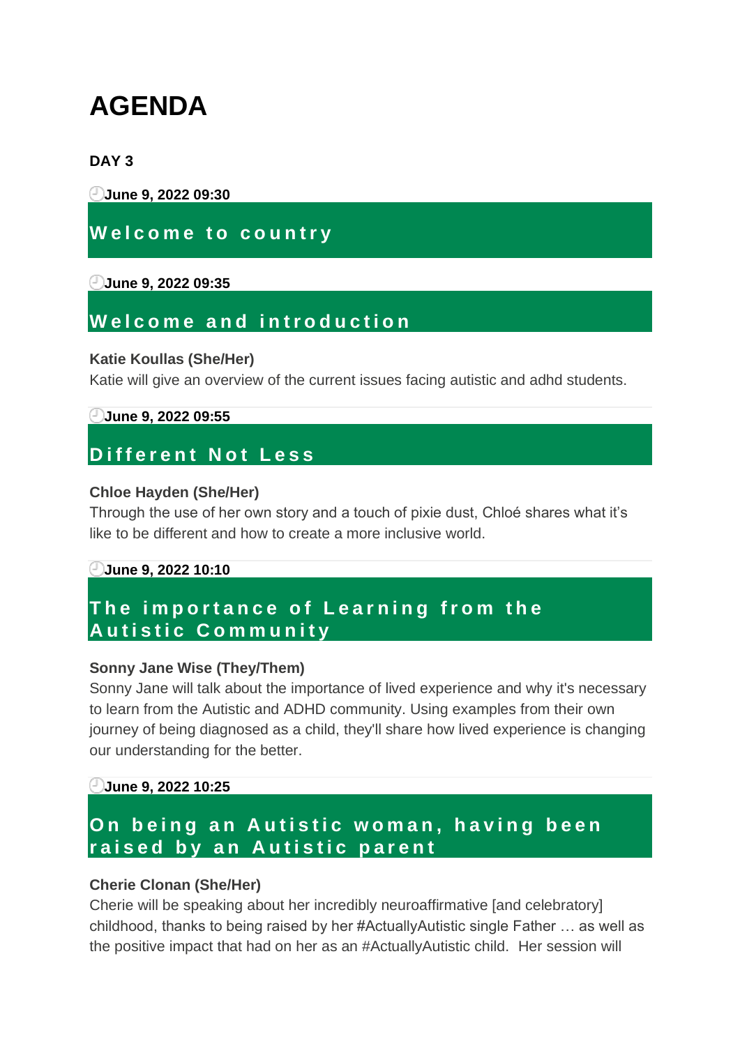# AGENDA

**DAY 3**

**June 9, 2022 09:30**

## Welcome to country

**June 9, 2022 09:35**

## Welcome and introduction

**Katie Koullas (She/Her)**
Katie will give an overview of the current issues facing autistic and adhd students.

**June 9, 2022 09:55**

## Different Not Less

**Chloe Hayden (She/Her)**
Through the use of her own story and a touch of pixie dust, Chloé shares what it's like to be different and how to create a more inclusive world.

**June 9, 2022 10:10**

## The importance of Learning from the Autistic Community

**Sonny Jane Wise (They/Them)**
Sonny Jane will talk about the importance of lived experience and why it's necessary to learn from the Autistic and ADHD community. Using examples from their own journey of being diagnosed as a child, they'll share how lived experience is changing our understanding for the better.

**June 9, 2022 10:25**

## On being an Autistic woman, having been raised by an Autistic parent

**Cherie Clonan (She/Her)**
Cherie will be speaking about her incredibly neuroaffirmative [and celebratory] childhood, thanks to being raised by her #ActuallyAutistic single Father … as well as the positive impact that had on her as an #ActuallyAutistic child. Her session will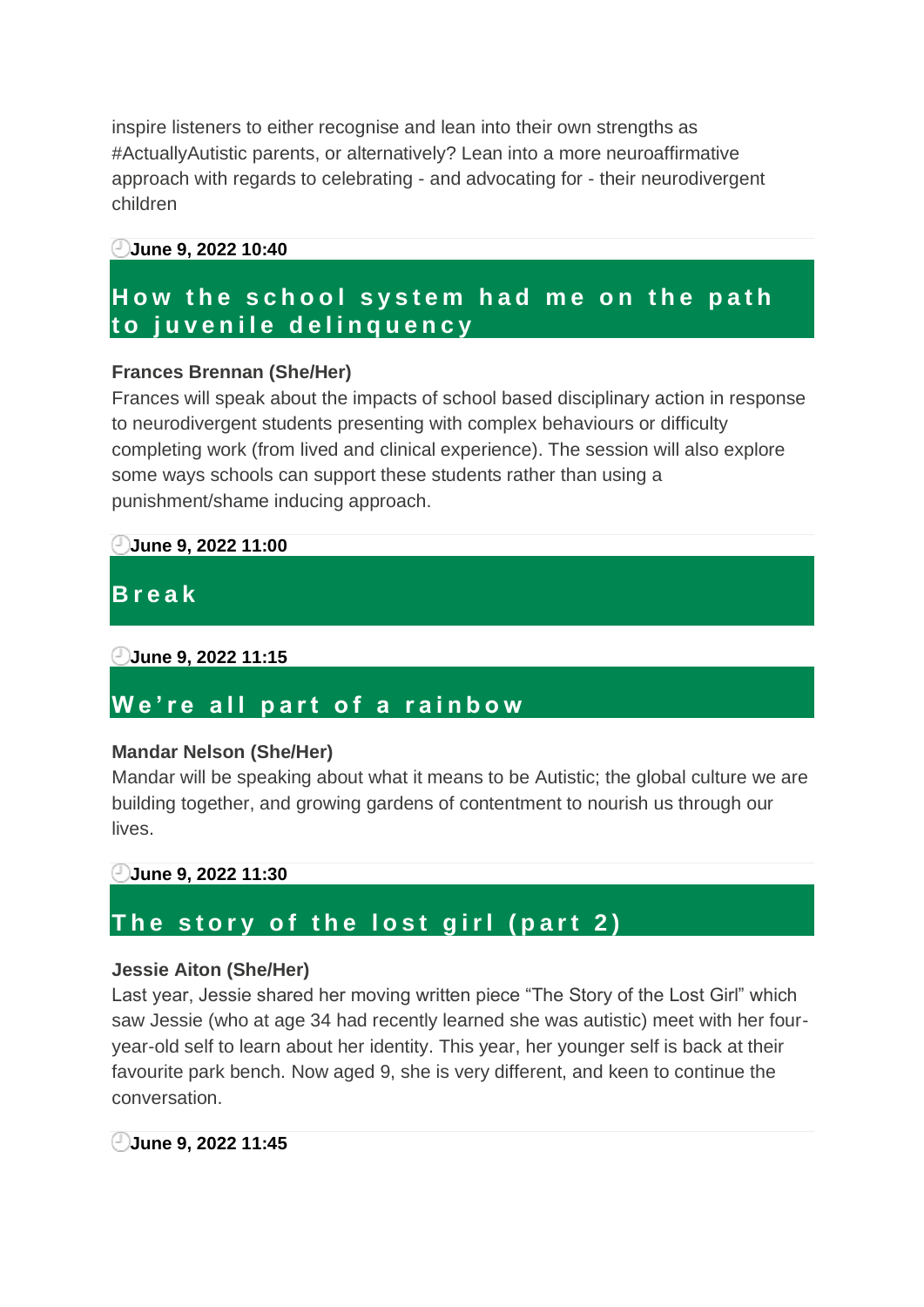inspire listeners to either recognise and lean into their own strengths as #ActuallyAutistic parents, or alternatively? Lean into a more neuroaffirmative approach with regards to celebrating - and advocating for - their neurodivergent children

**June 9, 2022 10:40**

## How the school system had me on the path to juvenile delinquency

**Frances Brennan (She/Her)**
Frances will speak about the impacts of school based disciplinary action in response to neurodivergent students presenting with complex behaviours or difficulty completing work (from lived and clinical experience). The session will also explore some ways schools can support these students rather than using a punishment/shame inducing approach.

**June 9, 2022 11:00**

## Break

**June 9, 2022 11:15**

## We're all part of a rainbow

**Mandar Nelson (She/Her)**
Mandar will be speaking about what it means to be Autistic; the global culture we are building together, and growing gardens of contentment to nourish us through our lives.

**June 9, 2022 11:30**

## The story of the lost girl (part 2)

**Jessie Aiton (She/Her)**
Last year, Jessie shared her moving written piece "The Story of the Lost Girl" which saw Jessie (who at age 34 had recently learned she was autistic) meet with her four-year-old self to learn about her identity. This year, her younger self is back at their favourite park bench. Now aged 9, she is very different, and keen to continue the conversation.

**June 9, 2022 11:45**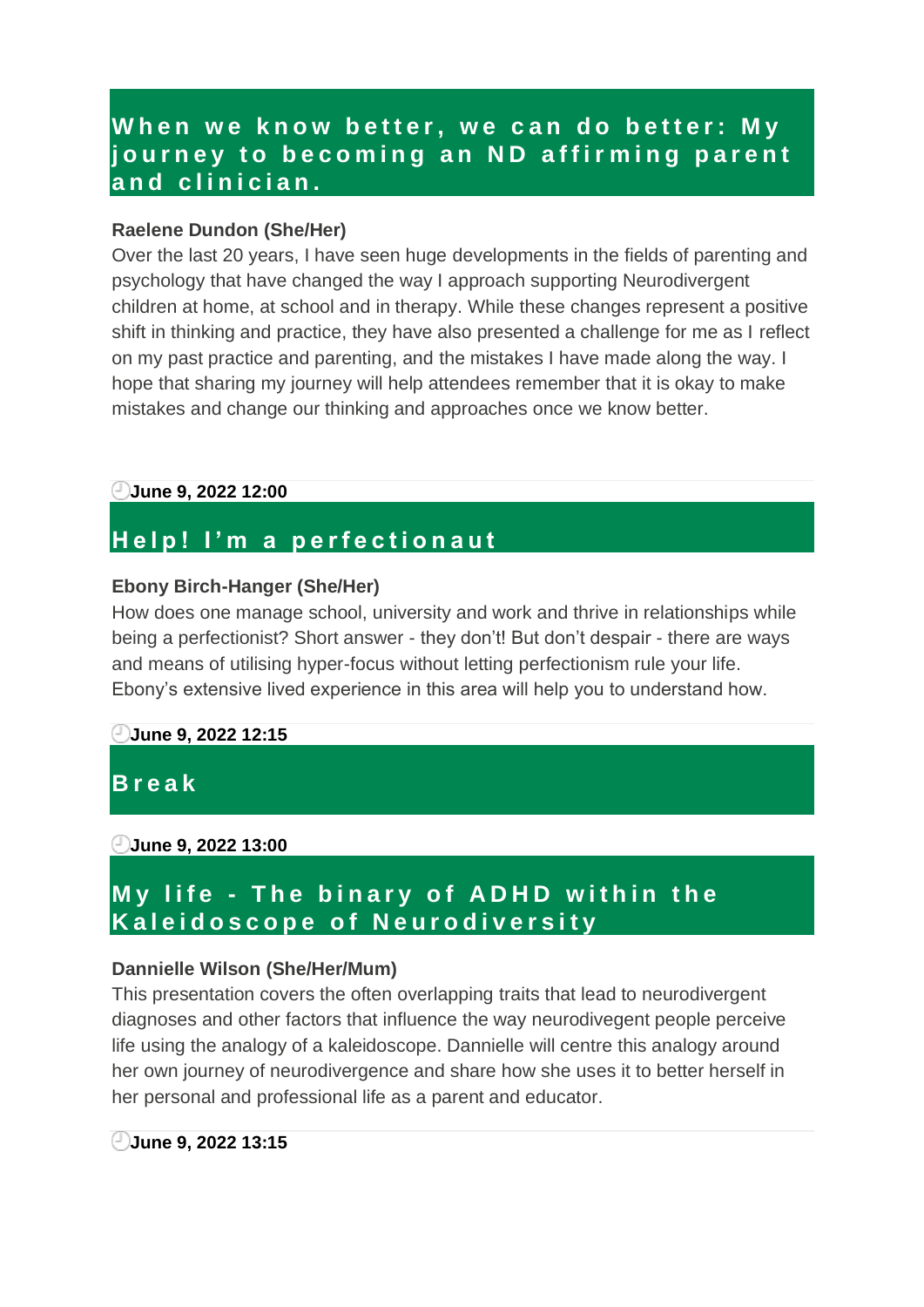## When we know better, we can do better: My journey to becoming an ND affirming parent and clinician.

**Raelene Dundon (She/Her)**

Over the last 20 years, I have seen huge developments in the fields of parenting and psychology that have changed the way I approach supporting Neurodivergent children at home, at school and in therapy. While these changes represent a positive shift in thinking and practice, they have also presented a challenge for me as I reflect on my past practice and parenting, and the mistakes I have made along the way. I hope that sharing my journey will help attendees remember that it is okay to make mistakes and change our thinking and approaches once we know better.

**June 9, 2022 12:00**

## Help! I'm a perfectionaut

**Ebony Birch-Hanger (She/Her)**

How does one manage school, university and work and thrive in relationships while being a perfectionist? Short answer - they don't! But don't despair - there are ways and means of utilising hyper-focus without letting perfectionism rule your life. Ebony's extensive lived experience in this area will help you to understand how.

**June 9, 2022 12:15**

## Break

**June 9, 2022 13:00**

## My life - The binary of ADHD within the Kaleidoscope of Neurodiversity

**Dannielle Wilson (She/Her/Mum)**

This presentation covers the often overlapping traits that lead to neurodivergent diagnoses and other factors that influence the way neurodivegent people perceive life using the analogy of a kaleidoscope. Dannielle will centre this analogy around her own journey of neurodivergence and share how she uses it to better herself in her personal and professional life as a parent and educator.

**June 9, 2022 13:15**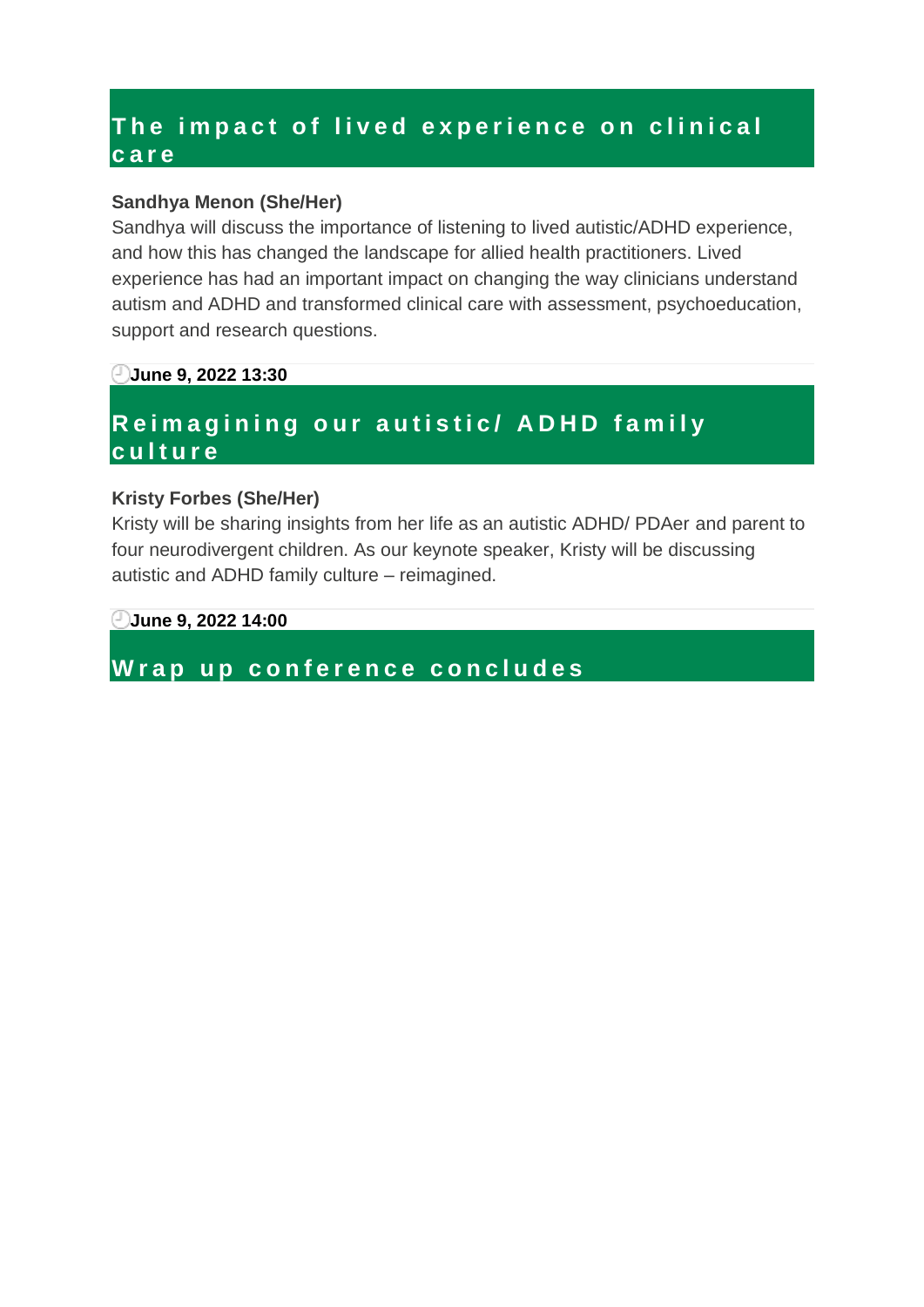## The impact of lived experience on clinical care

**Sandhya Menon (She/Her)**

Sandhya will discuss the importance of listening to lived autistic/ADHD experience, and how this has changed the landscape for allied health practitioners. Lived experience has had an important impact on changing the way clinicians understand autism and ADHD and transformed clinical care with assessment, psychoeducation, support and research questions.

**June 9, 2022 13:30**

## Reimagining our autistic/ ADHD family culture

**Kristy Forbes (She/Her)**

Kristy will be sharing insights from her life as an autistic ADHD/ PDAer and parent to four neurodivergent children. As our keynote speaker, Kristy will be discussing autistic and ADHD family culture – reimagined.

**June 9, 2022 14:00**

## Wrap up conference concludes